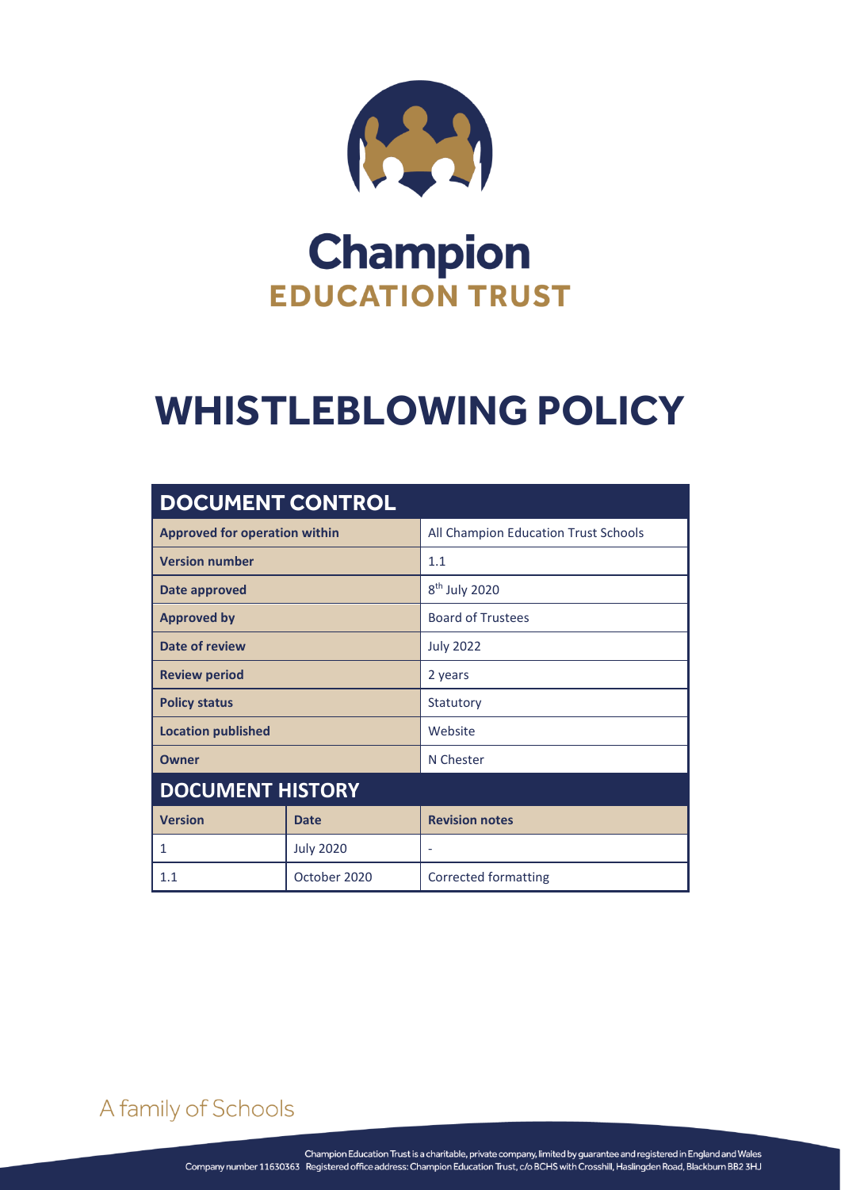# Champion
## EDUCATION TRUST

# WHISTLEBLOWING POLICY

| DOCUMENT CONTROL | | |
|---|---|---|
| **Approved for operation within** | | All Champion Education Trust Schools |
| **Version number** | | 1.1 |
| **Date approved** | | 8th July 2020 |
| **Approved by** | | Board of Trustees |
| **Date of review** | | July 2022 |
| **Review period** | | 2 years |
| **Policy status** | | Statutory |
| **Location published** | | Website |
| **Owner** | | N Chester |
| **DOCUMENT HISTORY** | | |
| **Version** | **Date** | **Revision notes** |
| 1 | July 2020 | - |
| 1.1 | October 2020 | Corrected formatting |

A family of Schools

Champion Education Trust is a charitable, private company, limited by guarantee and registered in England and Wales
Company number 11630363 Registered office address: Champion Education Trust, c/o BCHS with Crosshill, Haslingden Road, Blackburn BB2 3HJ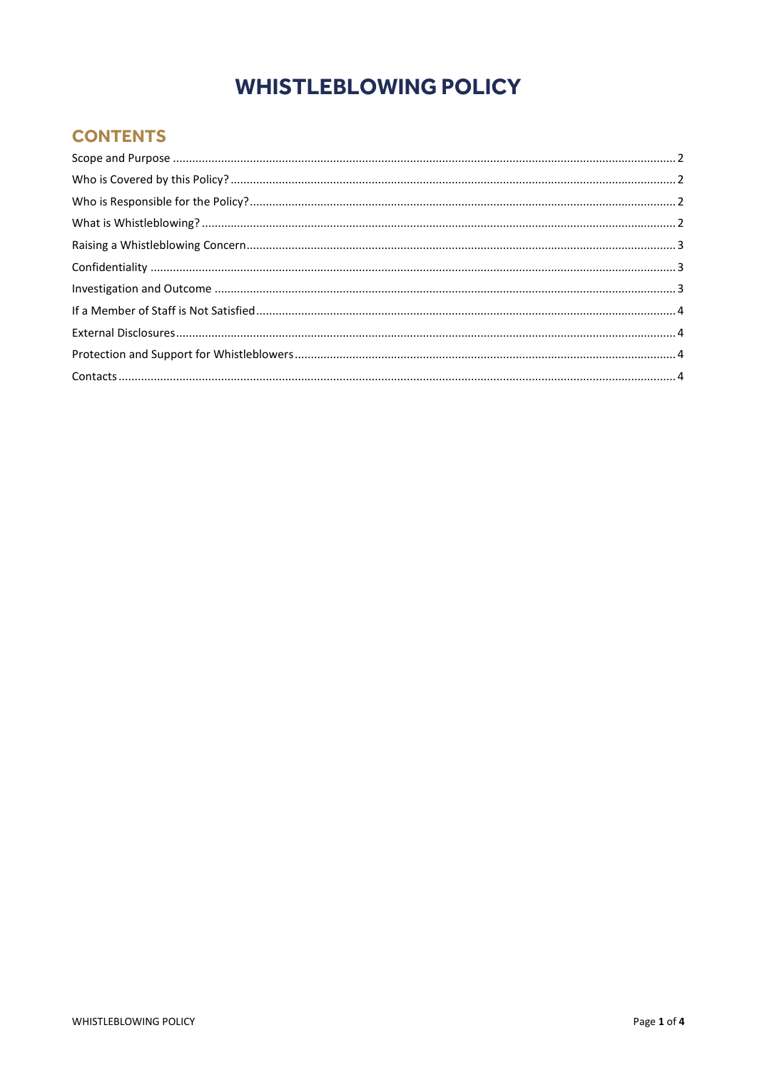# WHISTLEBLOWING POLICY

## CONTENTS

Scope and Purpose ..... 2
Who is Covered by this Policy? ..... 2
Who is Responsible for the Policy? ..... 2
What is Whistleblowing? ..... 2
Raising a Whistleblowing Concern ..... 3
Confidentiality ..... 3
Investigation and Outcome ..... 3
If a Member of Staff is Not Satisfied ..... 4
External Disclosures ..... 4
Protection and Support for Whistleblowers ..... 4
Contacts ..... 4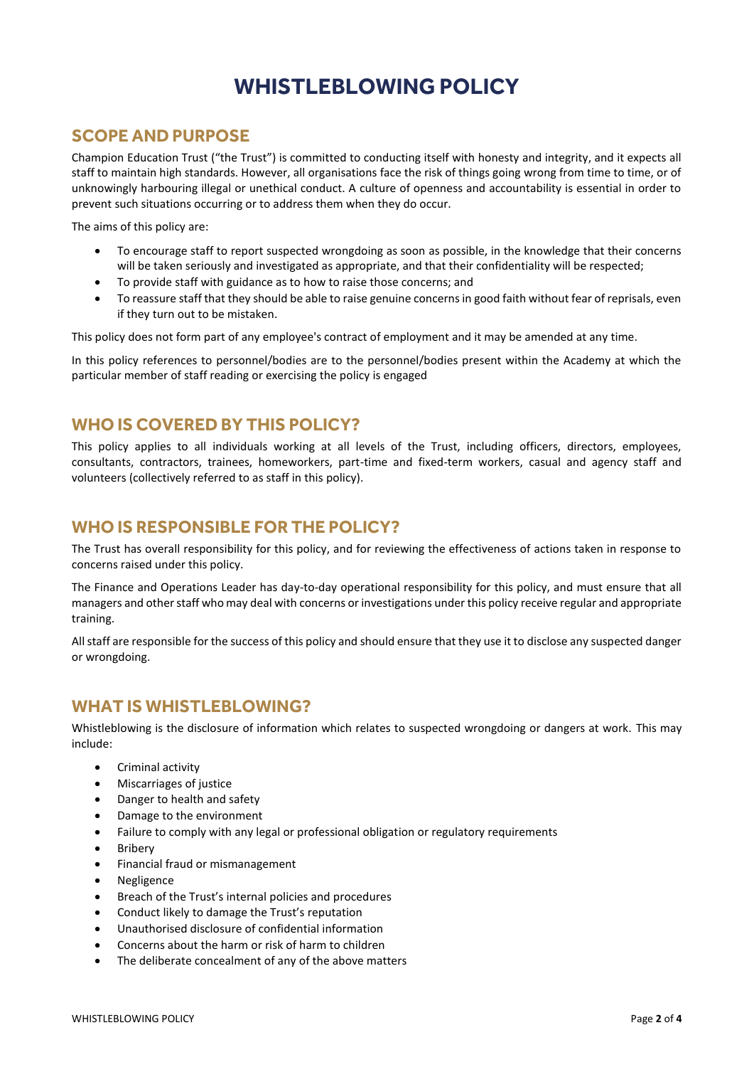# WHISTLEBLOWING POLICY

## SCOPE AND PURPOSE

Champion Education Trust ("the Trust") is committed to conducting itself with honesty and integrity, and it expects all staff to maintain high standards. However, all organisations face the risk of things going wrong from time to time, or of unknowingly harbouring illegal or unethical conduct. A culture of openness and accountability is essential in order to prevent such situations occurring or to address them when they do occur.

The aims of this policy are:

- To encourage staff to report suspected wrongdoing as soon as possible, in the knowledge that their concerns will be taken seriously and investigated as appropriate, and that their confidentiality will be respected;
- To provide staff with guidance as to how to raise those concerns; and
- To reassure staff that they should be able to raise genuine concerns in good faith without fear of reprisals, even if they turn out to be mistaken.

This policy does not form part of any employee's contract of employment and it may be amended at any time.

In this policy references to personnel/bodies are to the personnel/bodies present within the Academy at which the particular member of staff reading or exercising the policy is engaged

## WHO IS COVERED BY THIS POLICY?

This policy applies to all individuals working at all levels of the Trust, including officers, directors, employees, consultants, contractors, trainees, homeworkers, part-time and fixed-term workers, casual and agency staff and volunteers (collectively referred to as staff in this policy).

## WHO IS RESPONSIBLE FOR THE POLICY?

The Trust has overall responsibility for this policy, and for reviewing the effectiveness of actions taken in response to concerns raised under this policy.

The Finance and Operations Leader has day-to-day operational responsibility for this policy, and must ensure that all managers and other staff who may deal with concerns or investigations under this policy receive regular and appropriate training.

All staff are responsible for the success of this policy and should ensure that they use it to disclose any suspected danger or wrongdoing.

## WHAT IS WHISTLEBLOWING?

Whistleblowing is the disclosure of information which relates to suspected wrongdoing or dangers at work. This may include:

- Criminal activity
- Miscarriages of justice
- Danger to health and safety
- Damage to the environment
- Failure to comply with any legal or professional obligation or regulatory requirements
- Bribery
- Financial fraud or mismanagement
- Negligence
- Breach of the Trust's internal policies and procedures
- Conduct likely to damage the Trust's reputation
- Unauthorised disclosure of confidential information
- Concerns about the harm or risk of harm to children
- The deliberate concealment of any of the above matters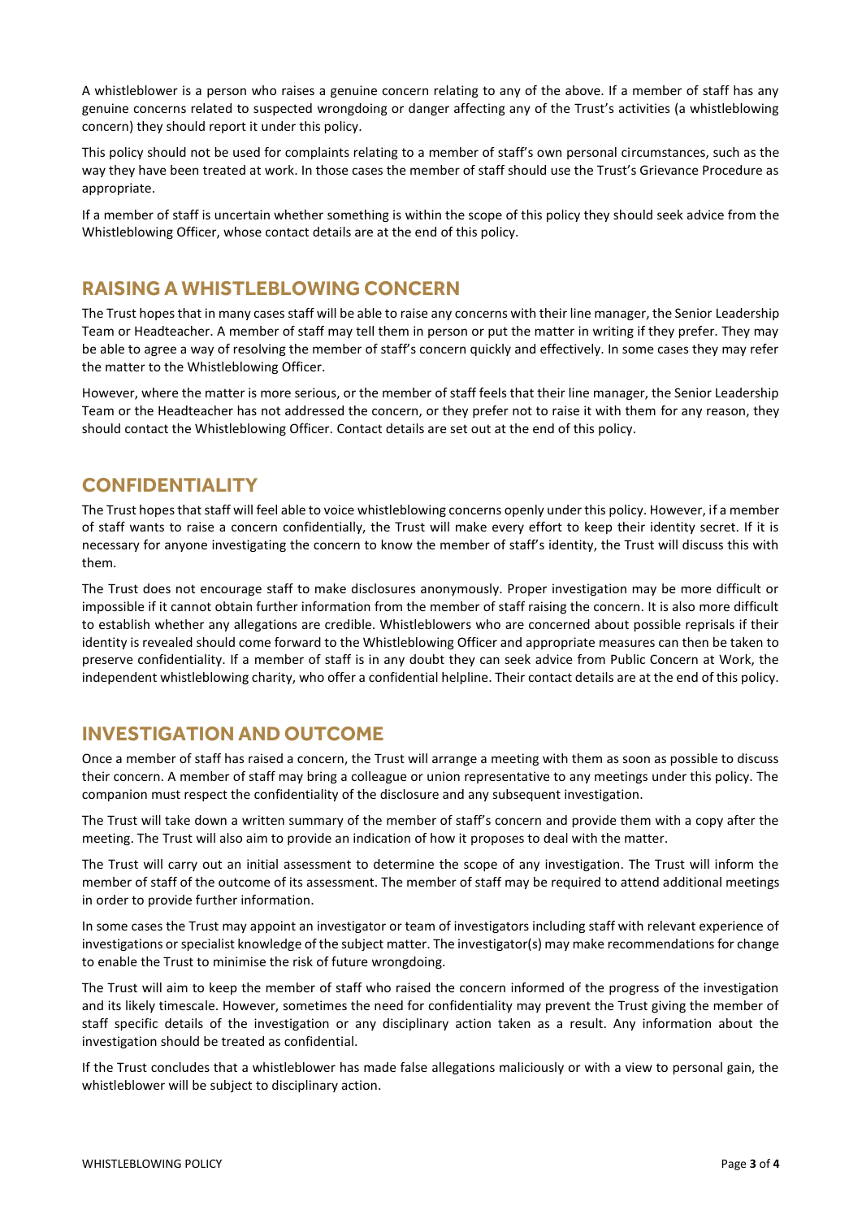A whistleblower is a person who raises a genuine concern relating to any of the above. If a member of staff has any genuine concerns related to suspected wrongdoing or danger affecting any of the Trust's activities (a whistleblowing concern) they should report it under this policy.

This policy should not be used for complaints relating to a member of staff's own personal circumstances, such as the way they have been treated at work. In those cases the member of staff should use the Trust's Grievance Procedure as appropriate.

If a member of staff is uncertain whether something is within the scope of this policy they should seek advice from the Whistleblowing Officer, whose contact details are at the end of this policy.

## RAISING A WHISTLEBLOWING CONCERN

The Trust hopes that in many cases staff will be able to raise any concerns with their line manager, the Senior Leadership Team or Headteacher. A member of staff may tell them in person or put the matter in writing if they prefer. They may be able to agree a way of resolving the member of staff's concern quickly and effectively. In some cases they may refer the matter to the Whistleblowing Officer.

However, where the matter is more serious, or the member of staff feels that their line manager, the Senior Leadership Team or the Headteacher has not addressed the concern, or they prefer not to raise it with them for any reason, they should contact the Whistleblowing Officer. Contact details are set out at the end of this policy.

## CONFIDENTIALITY

The Trust hopes that staff will feel able to voice whistleblowing concerns openly under this policy. However, if a member of staff wants to raise a concern confidentially, the Trust will make every effort to keep their identity secret. If it is necessary for anyone investigating the concern to know the member of staff's identity, the Trust will discuss this with them.

The Trust does not encourage staff to make disclosures anonymously. Proper investigation may be more difficult or impossible if it cannot obtain further information from the member of staff raising the concern. It is also more difficult to establish whether any allegations are credible. Whistleblowers who are concerned about possible reprisals if their identity is revealed should come forward to the Whistleblowing Officer and appropriate measures can then be taken to preserve confidentiality. If a member of staff is in any doubt they can seek advice from Public Concern at Work, the independent whistleblowing charity, who offer a confidential helpline. Their contact details are at the end of this policy.

## INVESTIGATION AND OUTCOME

Once a member of staff has raised a concern, the Trust will arrange a meeting with them as soon as possible to discuss their concern. A member of staff may bring a colleague or union representative to any meetings under this policy. The companion must respect the confidentiality of the disclosure and any subsequent investigation.

The Trust will take down a written summary of the member of staff's concern and provide them with a copy after the meeting. The Trust will also aim to provide an indication of how it proposes to deal with the matter.

The Trust will carry out an initial assessment to determine the scope of any investigation. The Trust will inform the member of staff of the outcome of its assessment. The member of staff may be required to attend additional meetings in order to provide further information.

In some cases the Trust may appoint an investigator or team of investigators including staff with relevant experience of investigations or specialist knowledge of the subject matter. The investigator(s) may make recommendations for change to enable the Trust to minimise the risk of future wrongdoing.

The Trust will aim to keep the member of staff who raised the concern informed of the progress of the investigation and its likely timescale. However, sometimes the need for confidentiality may prevent the Trust giving the member of staff specific details of the investigation or any disciplinary action taken as a result. Any information about the investigation should be treated as confidential.

If the Trust concludes that a whistleblower has made false allegations maliciously or with a view to personal gain, the whistleblower will be subject to disciplinary action.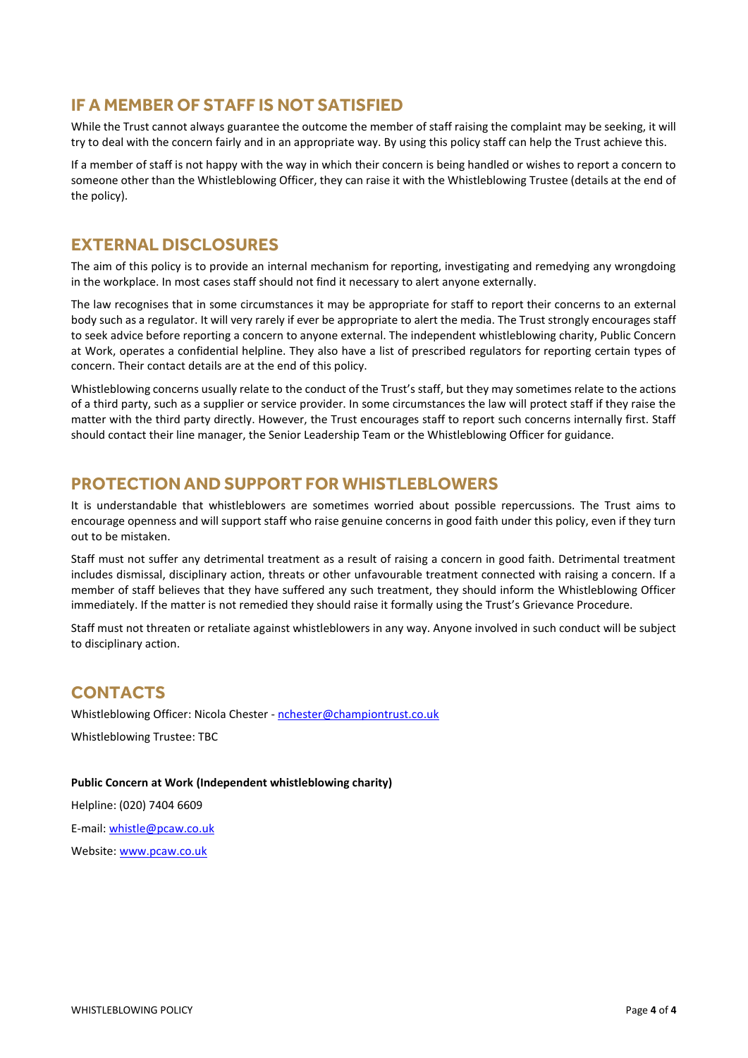## IF A MEMBER OF STAFF IS NOT SATISFIED

While the Trust cannot always guarantee the outcome the member of staff raising the complaint may be seeking, it will try to deal with the concern fairly and in an appropriate way. By using this policy staff can help the Trust achieve this.

If a member of staff is not happy with the way in which their concern is being handled or wishes to report a concern to someone other than the Whistleblowing Officer, they can raise it with the Whistleblowing Trustee (details at the end of the policy).

## EXTERNAL DISCLOSURES

The aim of this policy is to provide an internal mechanism for reporting, investigating and remedying any wrongdoing in the workplace. In most cases staff should not find it necessary to alert anyone externally.

The law recognises that in some circumstances it may be appropriate for staff to report their concerns to an external body such as a regulator. It will very rarely if ever be appropriate to alert the media. The Trust strongly encourages staff to seek advice before reporting a concern to anyone external. The independent whistleblowing charity, Public Concern at Work, operates a confidential helpline. They also have a list of prescribed regulators for reporting certain types of concern. Their contact details are at the end of this policy.

Whistleblowing concerns usually relate to the conduct of the Trust's staff, but they may sometimes relate to the actions of a third party, such as a supplier or service provider. In some circumstances the law will protect staff if they raise the matter with the third party directly. However, the Trust encourages staff to report such concerns internally first. Staff should contact their line manager, the Senior Leadership Team or the Whistleblowing Officer for guidance.

## PROTECTION AND SUPPORT FOR WHISTLEBLOWERS

It is understandable that whistleblowers are sometimes worried about possible repercussions. The Trust aims to encourage openness and will support staff who raise genuine concerns in good faith under this policy, even if they turn out to be mistaken.

Staff must not suffer any detrimental treatment as a result of raising a concern in good faith. Detrimental treatment includes dismissal, disciplinary action, threats or other unfavourable treatment connected with raising a concern. If a member of staff believes that they have suffered any such treatment, they should inform the Whistleblowing Officer immediately. If the matter is not remedied they should raise it formally using the Trust's Grievance Procedure.

Staff must not threaten or retaliate against whistleblowers in any way. Anyone involved in such conduct will be subject to disciplinary action.

## CONTACTS

Whistleblowing Officer: Nicola Chester - nchester@championtrust.co.uk

Whistleblowing Trustee: TBC

**Public Concern at Work (Independent whistleblowing charity)**

Helpline: (020) 7404 6609

E-mail: whistle@pcaw.co.uk

Website: www.pcaw.co.uk